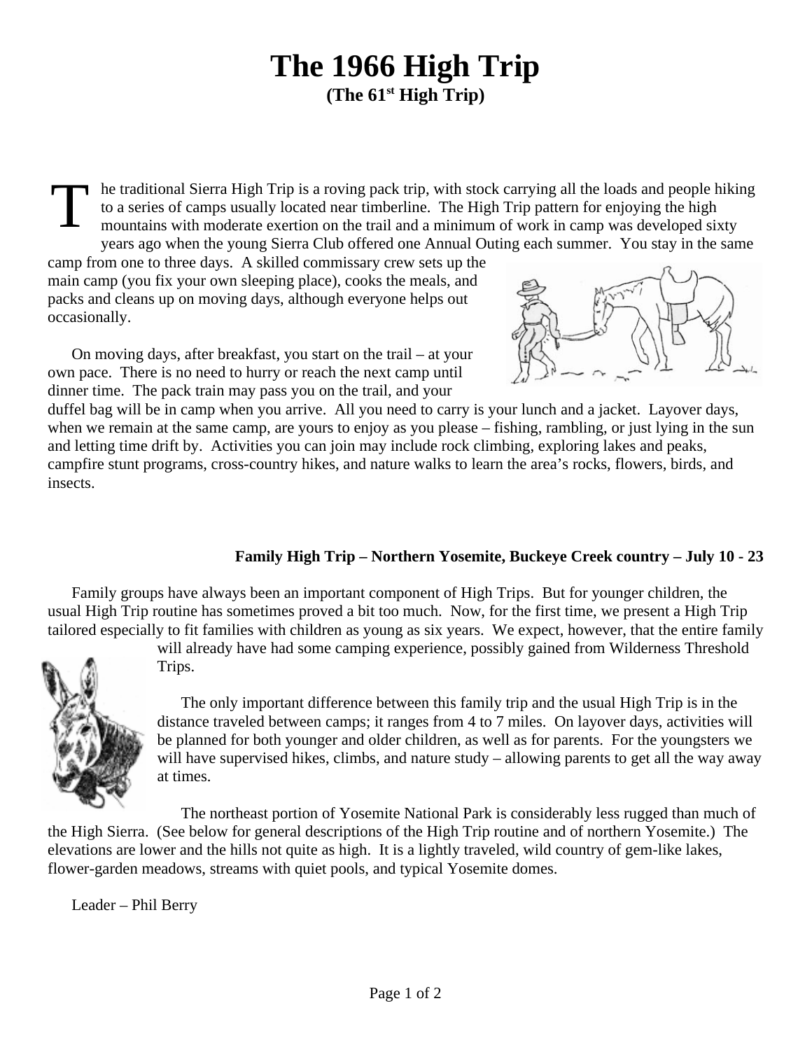# The 1966 High Trip

**(The 61st High Trip)**

The traditional Sierra High Trip is a roving pack trip, with stock carrying all the loads and people hiking to a series of camps usually located near timberline. The High Trip pattern for enjoying the high mountains with moderate exertion on the trail and a minimum of work in camp was developed sixty years ago when the young Sierra Club offered one Annual Outing each summer. You stay in the same camp from one to three days. A skilled commissary crew sets up the main camp (you fix your own sleeping place), cooks the meals, and packs and cleans up on moving days, although everyone helps out occasionally.

On moving days, after breakfast, you start on the trail – at your own pace. There is no need to hurry or reach the next camp until dinner time. The pack train may pass you on the trail, and your duffel bag will be in camp when you arrive. All you need to carry is your lunch and a jacket. Layover days, when we remain at the same camp, are yours to enjoy as you please – fishing, rambling, or just lying in the sun and letting time drift by. Activities you can join may include rock climbing, exploring lakes and peaks, campfire stunt programs, cross-country hikes, and nature walks to learn the area's rocks, flowers, birds, and insects.

**Family High Trip – Northern Yosemite, Buckeye Creek country – July 10 - 23**

Family groups have always been an important component of High Trips. But for younger children, the usual High Trip routine has sometimes proved a bit too much. Now, for the first time, we present a High Trip tailored especially to fit families with children as young as six years. We expect, however, that the entire family will already have had some camping experience, possibly gained from Wilderness Threshold Trips.

The only important difference between this family trip and the usual High Trip is in the distance traveled between camps; it ranges from 4 to 7 miles. On layover days, activities will be planned for both younger and older children, as well as for parents. For the youngsters we will have supervised hikes, climbs, and nature study – allowing parents to get all the way away at times.

The northeast portion of Yosemite National Park is considerably less rugged than much of the High Sierra. (See below for general descriptions of the High Trip routine and of northern Yosemite.) The elevations are lower and the hills not quite as high. It is a lightly traveled, wild country of gem-like lakes, flower-garden meadows, streams with quiet pools, and typical Yosemite domes.

Leader – Phil Berry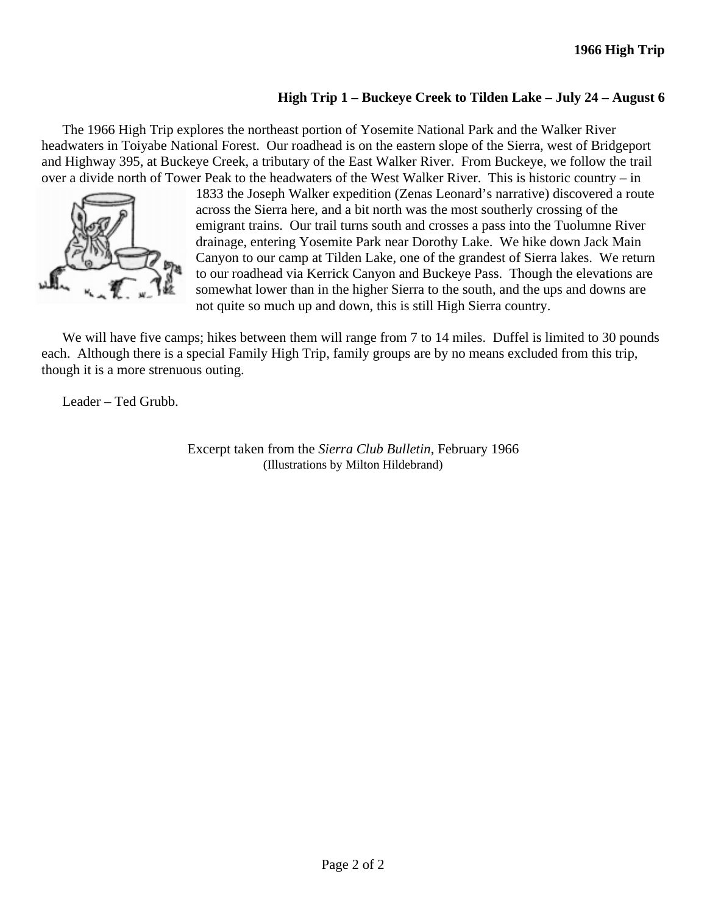**1966 High Trip**

**High Trip 1 – Buckeye Creek to Tilden Lake – July 24 – August 6**

The 1966 High Trip explores the northeast portion of Yosemite National Park and the Walker River headwaters in Toiyabe National Forest. Our roadhead is on the eastern slope of the Sierra, west of Bridgeport and Highway 395, at Buckeye Creek, a tributary of the East Walker River. From Buckeye, we follow the trail over a divide north of Tower Peak to the headwaters of the West Walker River. This is historic country – in 1833 the Joseph Walker expedition (Zenas Leonard's narrative) discovered a route across the Sierra here, and a bit north was the most southerly crossing of the emigrant trains. Our trail turns south and crosses a pass into the Tuolumne River drainage, entering Yosemite Park near Dorothy Lake. We hike down Jack Main Canyon to our camp at Tilden Lake, one of the grandest of Sierra lakes. We return to our roadhead via Kerrick Canyon and Buckeye Pass. Though the elevations are somewhat lower than in the higher Sierra to the south, and the ups and downs are not quite so much up and down, this is still High Sierra country.

We will have five camps; hikes between them will range from 7 to 14 miles. Duffel is limited to 30 pounds each. Although there is a special Family High Trip, family groups are by no means excluded from this trip, though it is a more strenuous outing.

Leader – Ted Grubb.

Excerpt taken from the *Sierra Club Bulletin*, February 1966
(Illustrations by Milton Hildebrand)